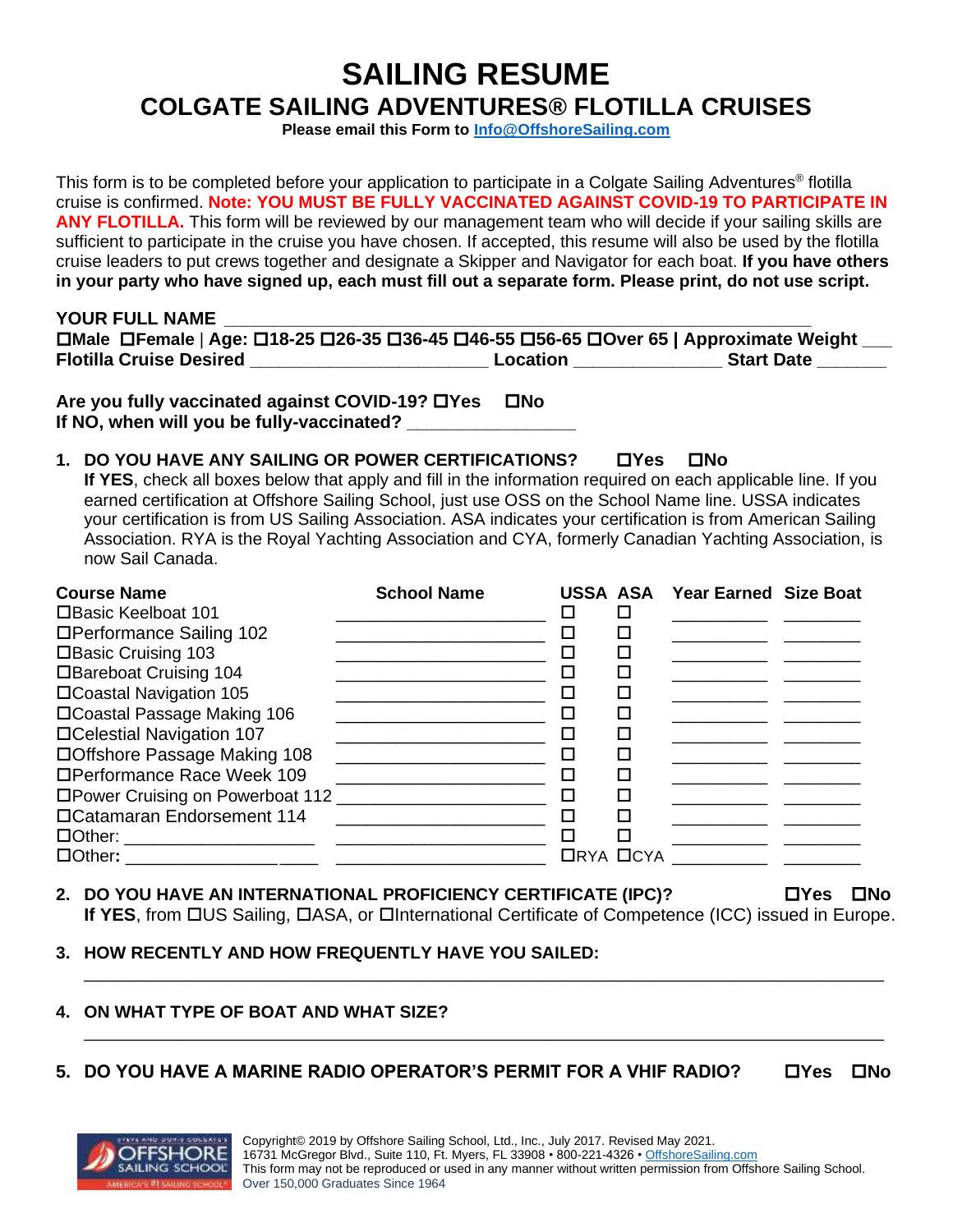# SAILING RESUME

## COLGATE SAILING ADVENTURES® FLOTILLA CRUISES

**Please email this Form to Info@OffshoreSailing.com**

This form is to be completed before your application to participate in a Colgate Sailing Adventures® flotilla cruise is confirmed. **Note: YOU MUST BE FULLY VACCINATED AGAINST COVID-19 TO PARTICIPATE IN ANY FLOTILLA.** This form will be reviewed by our management team who will decide if your sailing skills are sufficient to participate in the cruise you have chosen. If accepted, this resume will also be used by the flotilla cruise leaders to put crews together and designate a Skipper and Navigator for each boat. **If you have others in your party who have signed up, each must fill out a separate form. Please print, do not use script.**

**YOUR FULL NAME** ______________________________________________________

**☐Male ☐Female | Age: ☐18-25 ☐26-35 ☐36-45 ☐46-55 ☐56-65 ☐Over 65 | Approximate Weight ___**

**Flotilla Cruise Desired** ________________________ **Location** _______________ **Start Date** _______

**Are you fully vaccinated against COVID-19? ☐Yes ☐No**

**If NO, when will you be fully-vaccinated?** _________________

1. **DO YOU HAVE ANY SAILING OR POWER CERTIFICATIONS? ☐Yes ☐No**
   **If YES**, check all boxes below that apply and fill in the information required on each applicable line. If you earned certification at Offshore Sailing School, just use OSS on the School Name line. USSA indicates your certification is from US Sailing Association. ASA indicates your certification is from American Sailing Association. RYA is the Royal Yachting Association and CYA, formerly Canadian Yachting Association, is now Sail Canada.

| Course Name | School Name | USSA | ASA | Year Earned | Size Boat |
|---|---|---|---|---|---|
| ☐Basic Keelboat 101 | ____________________ | ☐ | ☐ | _________ | _______ |
| ☐Performance Sailing 102 | ____________________ | ☐ | ☐ | _________ | _______ |
| ☐Basic Cruising 103 | ____________________ | ☐ | ☐ | _________ | _______ |
| ☐Bareboat Cruising 104 | ____________________ | ☐ | ☐ | _________ | _______ |
| ☐Coastal Navigation 105 | ____________________ | ☐ | ☐ | _________ | _______ |
| ☐Coastal Passage Making 106 | ____________________ | ☐ | ☐ | _________ | _______ |
| ☐Celestial Navigation 107 | ____________________ | ☐ | ☐ | _________ | _______ |
| ☐Offshore Passage Making 108 | ____________________ | ☐ | ☐ | _________ | _______ |
| ☐Performance Race Week 109 | ____________________ | ☐ | ☐ | _________ | _______ |
| ☐Power Cruising on Powerboat 112 | ____________________ | ☐ | ☐ | _________ | _______ |
| ☐Catamaran Endorsement 114 | ____________________ | ☐ | ☐ | _________ | _______ |
| ☐Other: ___________________ | ____________________ | ☐ | ☐ | _________ | _______ |
| ☐Other: ___________________ | ____________________ | ☐RYA | ☐CYA | _________ | _______ |

2. **DO YOU HAVE AN INTERNATIONAL PROFICIENCY CERTIFICATE (IPC)? ☐Yes ☐No**
   **If YES**, from ☐US Sailing, ☐ASA, or ☐International Certificate of Competence (ICC) issued in Europe.

3. **HOW RECENTLY AND HOW FREQUENTLY HAVE YOU SAILED:**
   ___________________________________________________________________________

4. **ON WHAT TYPE OF BOAT AND WHAT SIZE?**
   ___________________________________________________________________________

5. **DO YOU HAVE A MARINE RADIO OPERATOR'S PERMIT FOR A VHIF RADIO? ☐Yes ☐No**

Copyright© 2019 by Offshore Sailing School, Ltd., Inc., July 2017. Revised May 2021.
16731 McGregor Blvd., Suite 110, Ft. Myers, FL 33908 • 800-221-4326 • OffshoreSailing.com
This form may not be reproduced or used in any manner without written permission from Offshore Sailing School.
Over 150,000 Graduates Since 1964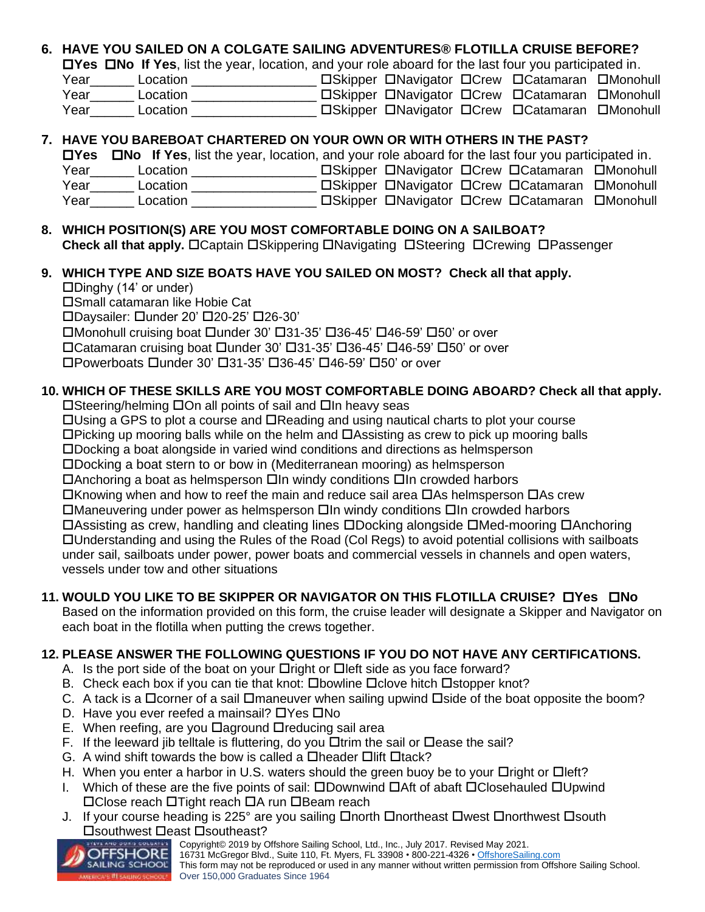**6. HAVE YOU SAILED ON A COLGATE SAILING ADVENTURES® FLOTILLA CRUISE BEFORE?**
**☐Yes ☐No If Yes**, list the year, location, and your role aboard for the last four you participated in.

Year______ Location ________________ ☐Skipper ☐Navigator ☐Crew ☐Catamaran ☐Monohull
Year______ Location ________________ ☐Skipper ☐Navigator ☐Crew ☐Catamaran ☐Monohull
Year______ Location ________________ ☐Skipper ☐Navigator ☐Crew ☐Catamaran ☐Monohull

**7. HAVE YOU BAREBOAT CHARTERED ON YOUR OWN OR WITH OTHERS IN THE PAST?**
**☐Yes ☐No If Yes**, list the year, location, and your role aboard for the last four you participated in.

Year______ Location ________________ ☐Skipper ☐Navigator ☐Crew ☐Catamaran ☐Monohull
Year______ Location ________________ ☐Skipper ☐Navigator ☐Crew ☐Catamaran ☐Monohull
Year______ Location ________________ ☐Skipper ☐Navigator ☐Crew ☐Catamaran ☐Monohull

**8. WHICH POSITION(S) ARE YOU MOST COMFORTABLE DOING ON A SAILBOAT?**
**Check all that apply.** ☐Captain ☐Skippering ☐Navigating ☐Steering ☐Crewing ☐Passenger

**9. WHICH TYPE AND SIZE BOATS HAVE YOU SAILED ON MOST? Check all that apply.**

☐Dinghy (14' or under)
☐Small catamaran like Hobie Cat
☐Daysailer: ☐under 20' ☐20-25' ☐26-30'
☐Monohull cruising boat ☐under 30' ☐31-35' ☐36-45' ☐46-59' ☐50' or over
☐Catamaran cruising boat ☐under 30' ☐31-35' ☐36-45' ☐46-59' ☐50' or over
☐Powerboats ☐under 30' ☐31-35' ☐36-45' ☐46-59' ☐50' or over

**10. WHICH OF THESE SKILLS ARE YOU MOST COMFORTABLE DOING ABOARD? Check all that apply.**

☐Steering/helming ☐On all points of sail and ☐In heavy seas
☐Using a GPS to plot a course and ☐Reading and using nautical charts to plot your course
☐Picking up mooring balls while on the helm and ☐Assisting as crew to pick up mooring balls
☐Docking a boat alongside in varied wind conditions and directions as helmsperson
☐Docking a boat stern to or bow in (Mediterranean mooring) as helmsperson
☐Anchoring a boat as helmsperson ☐In windy conditions ☐In crowded harbors
☐Knowing when and how to reef the main and reduce sail area ☐As helmsperson ☐As crew
☐Maneuvering under power as helmsperson ☐In windy conditions ☐In crowded harbors
☐Assisting as crew, handling and cleating lines ☐Docking alongside ☐Med-mooring ☐Anchoring
☐Understanding and using the Rules of the Road (Col Regs) to avoid potential collisions with sailboats under sail, sailboats under power, power boats and commercial vessels in channels and open waters, vessels under tow and other situations

**11. WOULD YOU LIKE TO BE SKIPPER OR NAVIGATOR ON THIS FLOTILLA CRUISE? ☐Yes ☐No**
Based on the information provided on this form, the cruise leader will designate a Skipper and Navigator on each boat in the flotilla when putting the crews together.

**12. PLEASE ANSWER THE FOLLOWING QUESTIONS IF YOU DO NOT HAVE ANY CERTIFICATIONS.**

A. Is the port side of the boat on your ☐right or ☐left side as you face forward?
B. Check each box if you can tie that knot: ☐bowline ☐clove hitch ☐stopper knot?
C. A tack is a ☐corner of a sail ☐maneuver when sailing upwind ☐side of the boat opposite the boom?
D. Have you ever reefed a mainsail? ☐Yes ☐No
E. When reefing, are you ☐aground ☐reducing sail area
F. If the leeward jib telltale is fluttering, do you ☐trim the sail or ☐ease the sail?
G. A wind shift towards the bow is called a ☐header ☐lift ☐tack?
H. When you enter a harbor in U.S. waters should the green buoy be to your ☐right or ☐left?
I. Which of these are the five points of sail: ☐Downwind ☐Aft of abaft ☐Closehauled ☐Upwind ☐Close reach ☐Tight reach ☐A run ☐Beam reach
J. If your course heading is 225° are you sailing ☐north ☐northeast ☐west ☐northwest ☐south ☐southwest ☐east ☐southeast?

Copyright© 2019 by Offshore Sailing School, Ltd., Inc., July 2017. Revised May 2021.
16731 McGregor Blvd., Suite 110, Ft. Myers, FL 33908 • 800-221-4326 • OffshoreSailing.com
This form may not be reproduced or used in any manner without written permission from Offshore Sailing School.
Over 150,000 Graduates Since 1964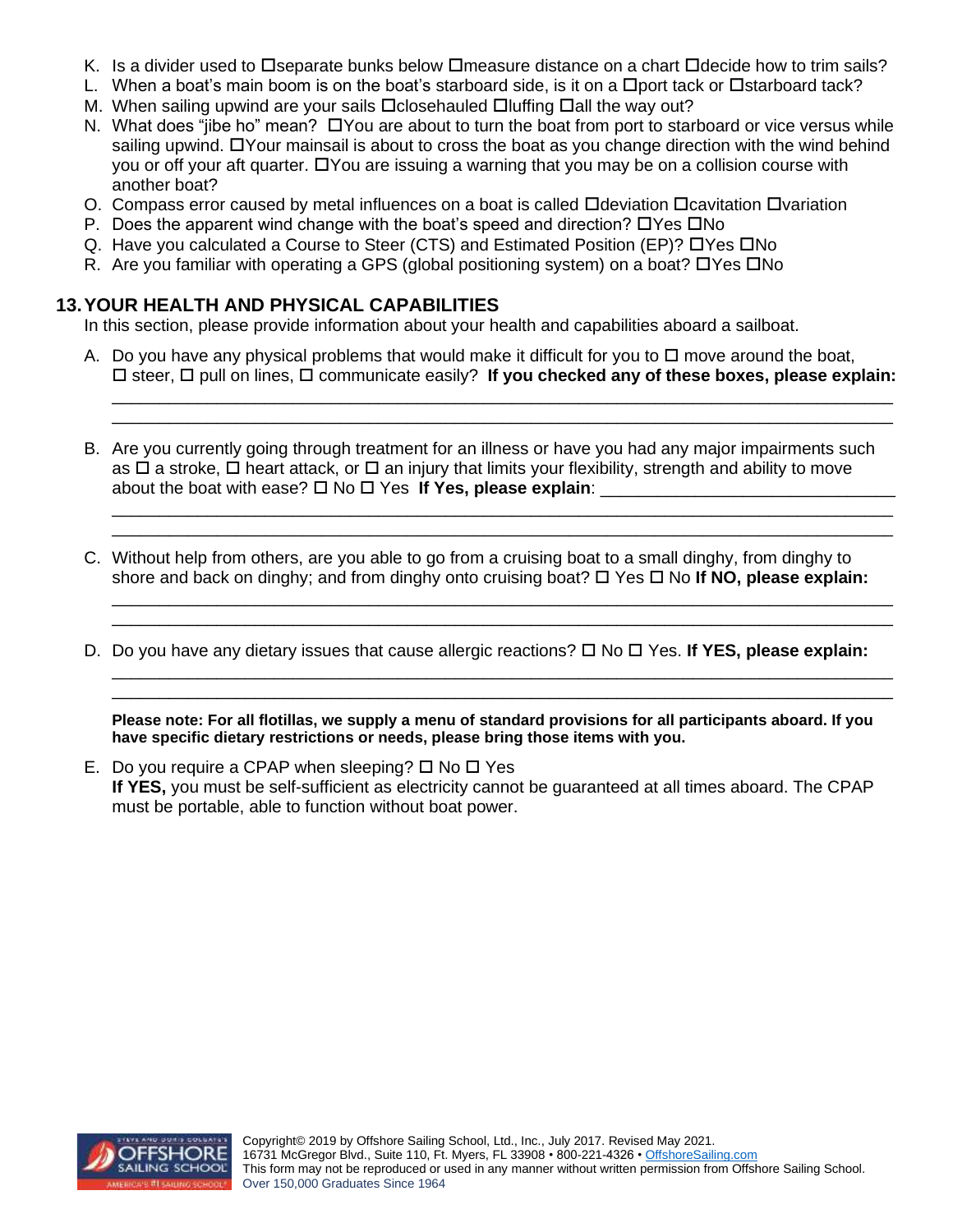K. Is a divider used to ☐separate bunks below ☐measure distance on a chart ☐decide how to trim sails?
L. When a boat's main boom is on the boat's starboard side, is it on a ☐port tack or ☐starboard tack?
M. When sailing upwind are your sails ☐closehauled ☐luffing ☐all the way out?
N. What does "jibe ho" mean? ☐You are about to turn the boat from port to starboard or vice versus while sailing upwind. ☐Your mainsail is about to cross the boat as you change direction with the wind behind you or off your aft quarter. ☐You are issuing a warning that you may be on a collision course with another boat?
O. Compass error caused by metal influences on a boat is called ☐deviation ☐cavitation ☐variation
P. Does the apparent wind change with the boat's speed and direction? ☐Yes ☐No
Q. Have you calculated a Course to Steer (CTS) and Estimated Position (EP)? ☐Yes ☐No
R. Are you familiar with operating a GPS (global positioning system) on a boat? ☐Yes ☐No

## 13. YOUR HEALTH AND PHYSICAL CAPABILITIES

In this section, please provide information about your health and capabilities aboard a sailboat.

A. Do you have any physical problems that would make it difficult for you to ☐ move around the boat, ☐ steer, ☐ pull on lines, ☐ communicate easily? **If you checked any of these boxes, please explain:**

______________________________________________________________________________
______________________________________________________________________________

B. Are you currently going through treatment for an illness or have you had any major impairments such as ☐ a stroke, ☐ heart attack, or ☐ an injury that limits your flexibility, strength and ability to move about the boat with ease? ☐ No ☐ Yes **If Yes, please explain**: ______________________________

______________________________________________________________________________
______________________________________________________________________________

C. Without help from others, are you able to go from a cruising boat to a small dinghy, from dinghy to shore and back on dinghy; and from dinghy onto cruising boat? ☐ Yes ☐ No **If NO, please explain:**

______________________________________________________________________________
______________________________________________________________________________

D. Do you have any dietary issues that cause allergic reactions? ☐ No ☐ Yes. **If YES, please explain:**

______________________________________________________________________________
______________________________________________________________________________

**Please note: For all flotillas, we supply a menu of standard provisions for all participants aboard. If you have specific dietary restrictions or needs, please bring those items with you.**

E. Do you require a CPAP when sleeping? ☐ No ☐ Yes
**If YES,** you must be self-sufficient as electricity cannot be guaranteed at all times aboard. The CPAP must be portable, able to function without boat power.

Copyright© 2019 by Offshore Sailing School, Ltd., Inc., July 2017. Revised May 2021.
16731 McGregor Blvd., Suite 110, Ft. Myers, FL 33908 • 800-221-4326 • OffshoreSailing.com
This form may not be reproduced or used in any manner without written permission from Offshore Sailing School.
Over 150,000 Graduates Since 1964